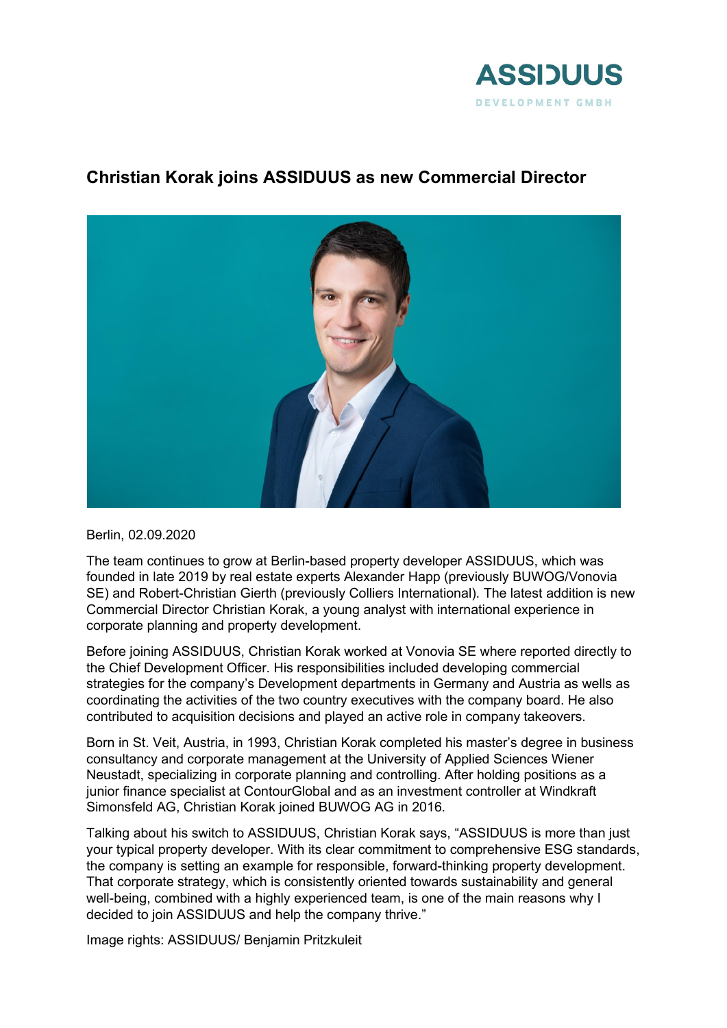ASSIDUUS
DEVELOPMENT GMBH

# Christian Korak joins ASSIDUUS as new Commercial Director

Berlin, 02.09.2020

The team continues to grow at Berlin-based property developer ASSIDUUS, which was founded in late 2019 by real estate experts Alexander Happ (previously BUWOG/Vonovia SE) and Robert-Christian Gierth (previously Colliers International). The latest addition is new Commercial Director Christian Korak, a young analyst with international experience in corporate planning and property development.

Before joining ASSIDUUS, Christian Korak worked at Vonovia SE where reported directly to the Chief Development Officer. His responsibilities included developing commercial strategies for the company's Development departments in Germany and Austria as wells as coordinating the activities of the two country executives with the company board. He also contributed to acquisition decisions and played an active role in company takeovers.

Born in St. Veit, Austria, in 1993, Christian Korak completed his master's degree in business consultancy and corporate management at the University of Applied Sciences Wiener Neustadt, specializing in corporate planning and controlling. After holding positions as a junior finance specialist at ContourGlobal and as an investment controller at Windkraft Simonsfeld AG, Christian Korak joined BUWOG AG in 2016.

Talking about his switch to ASSIDUUS, Christian Korak says, "ASSIDUUS is more than just your typical property developer. With its clear commitment to comprehensive ESG standards, the company is setting an example for responsible, forward-thinking property development. That corporate strategy, which is consistently oriented towards sustainability and general well-being, combined with a highly experienced team, is one of the main reasons why I decided to join ASSIDUUS and help the company thrive."

Image rights: ASSIDUUS/ Benjamin Pritzkuleit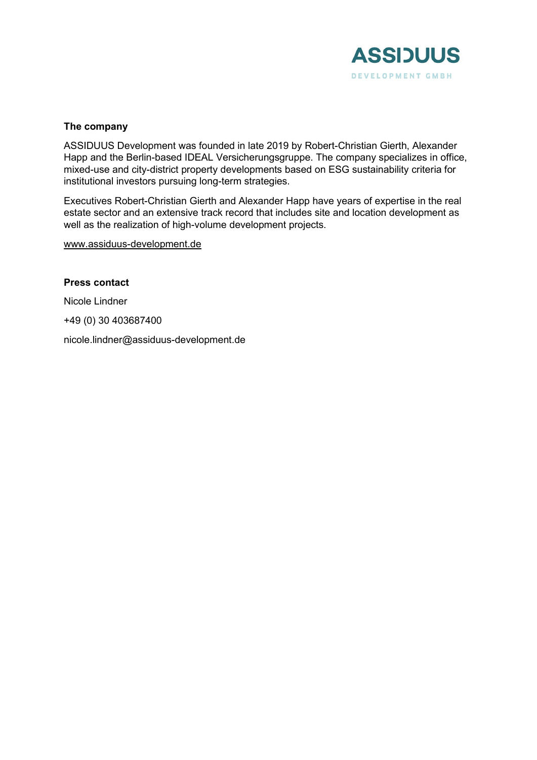**The company**

ASSIDUUS Development was founded in late 2019 by Robert-Christian Gierth, Alexander Happ and the Berlin-based IDEAL Versicherungsgruppe. The company specializes in office, mixed-use and city-district property developments based on ESG sustainability criteria for institutional investors pursuing long-term strategies.

Executives Robert-Christian Gierth and Alexander Happ have years of expertise in the real estate sector and an extensive track record that includes site and location development as well as the realization of high-volume development projects.

www.assiduus-development.de

**Press contact**

Nicole Lindner

+49 (0) 30 403687400

nicole.lindner@assiduus-development.de